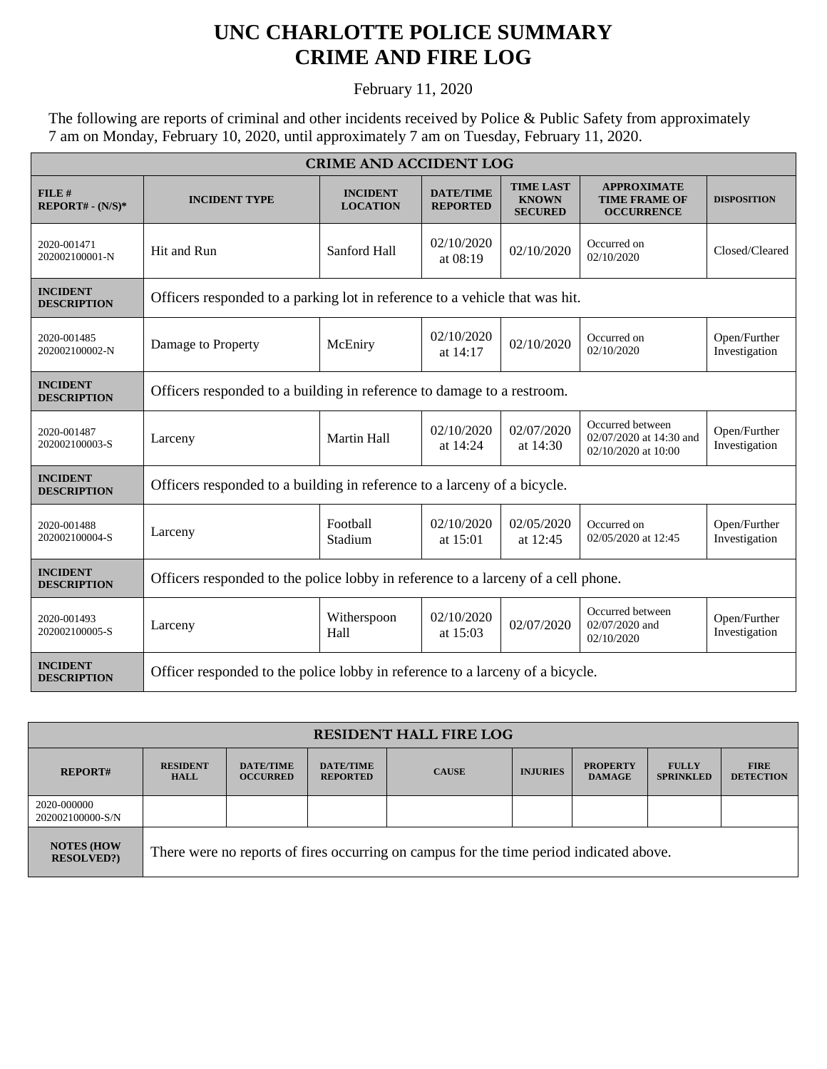# UNC CHARLOTTE POLICE SUMMARY
# CRIME AND FIRE LOG

February 11, 2020

The following are reports of criminal and other incidents received by Police & Public Safety from approximately 7 am on Monday, February 10, 2020, until approximately 7 am on Tuesday, February 11, 2020.

| CRIME AND ACCIDENT LOG | | | | | | |
|---|---|---|---|---|---|---|
| **FILE # REPORT# - (N/S)*** | **INCIDENT TYPE** | **INCIDENT LOCATION** | **DATE/TIME REPORTED** | **TIME LAST KNOWN SECURED** | **APPROXIMATE TIME FRAME OF OCCURRENCE** | **DISPOSITION** |
| 2020-001471 202002100001-N | Hit and Run | Sanford Hall | 02/10/2020 at 08:19 | 02/10/2020 | Occurred on 02/10/2020 | Closed/Cleared |
| **INCIDENT DESCRIPTION** | Officers responded to a parking lot in reference to a vehicle that was hit. | | | | | |
| 2020-001485 202002100002-N | Damage to Property | McEniry | 02/10/2020 at 14:17 | 02/10/2020 | Occurred on 02/10/2020 | Open/Further Investigation |
| **INCIDENT DESCRIPTION** | Officers responded to a building in reference to damage to a restroom. | | | | | |
| 2020-001487 202002100003-S | Larceny | Martin Hall | 02/10/2020 at 14:24 | 02/07/2020 at 14:30 | Occurred between 02/07/2020 at 14:30 and 02/10/2020 at 10:00 | Open/Further Investigation |
| **INCIDENT DESCRIPTION** | Officers responded to a building in reference to a larceny of a bicycle. | | | | | |
| 2020-001488 202002100004-S | Larceny | Football Stadium | 02/10/2020 at 15:01 | 02/05/2020 at 12:45 | Occurred on 02/05/2020 at 12:45 | Open/Further Investigation |
| **INCIDENT DESCRIPTION** | Officers responded to the police lobby in reference to a larceny of a cell phone. | | | | | |
| 2020-001493 202002100005-S | Larceny | Witherspoon Hall | 02/10/2020 at 15:03 | 02/07/2020 | Occurred between 02/07/2020 and 02/10/2020 | Open/Further Investigation |
| **INCIDENT DESCRIPTION** | Officer responded to the police lobby in reference to a larceny of a bicycle. | | | | | |

| RESIDENT HALL FIRE LOG | | | | | | | | |
|---|---|---|---|---|---|---|---|---|
| **REPORT#** | **RESIDENT HALL** | **DATE/TIME OCCURRED** | **DATE/TIME REPORTED** | **CAUSE** | **INJURIES** | **PROPERTY DAMAGE** | **FULLY SPRINKLED** | **FIRE DETECTION** |
| 2020-000000 202002100000-S/N | | | | | | | | |
| **NOTES (HOW RESOLVED?)** | There were no reports of fires occurring on campus for the time period indicated above. | | | | | | | |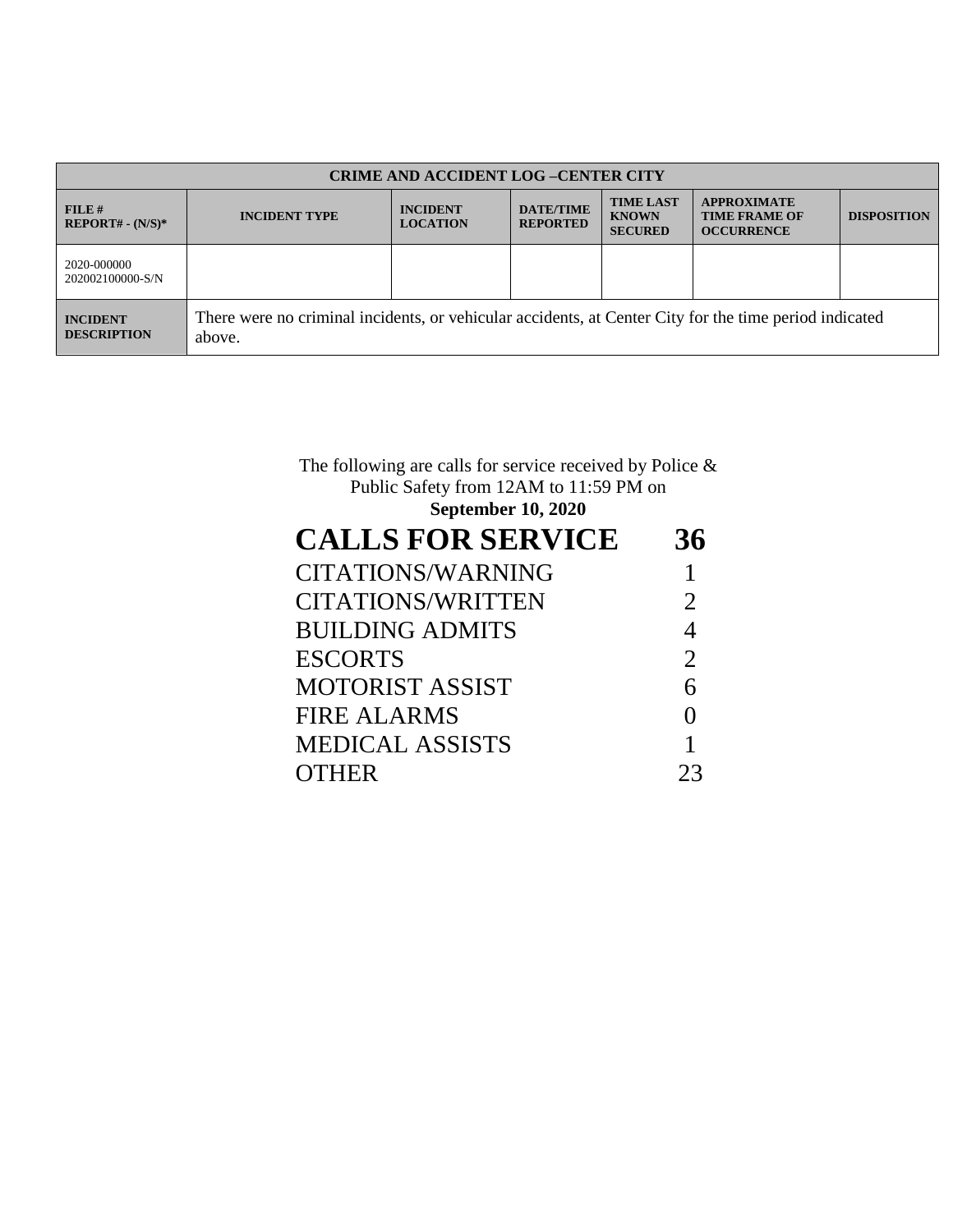| CRIME AND ACCIDENT LOG –CENTER CITY | | | | | | |
|---|---|---|---|---|---|---|
| **FILE # REPORT# - (N/S)*** | **INCIDENT TYPE** | **INCIDENT LOCATION** | **DATE/TIME REPORTED** | **TIME LAST KNOWN SECURED** | **APPROXIMATE TIME FRAME OF OCCURRENCE** | **DISPOSITION** |
| 2020-000000 202002100000-S/N | | | | | | |
| **INCIDENT DESCRIPTION** | There were no criminal incidents, or vehicular accidents, at Center City for the time period indicated above. | | | | | |

The following are calls for service received by Police & Public Safety from 12AM to 11:59 PM on

**September 10, 2020**

| | |
|---|---|
| **CALLS FOR SERVICE** | **36** |
| CITATIONS/WARNING | 1 |
| CITATIONS/WRITTEN | 2 |
| BUILDING ADMITS | 4 |
| ESCORTS | 2 |
| MOTORIST ASSIST | 6 |
| FIRE ALARMS | 0 |
| MEDICAL ASSISTS | 1 |
| OTHER | 23 |